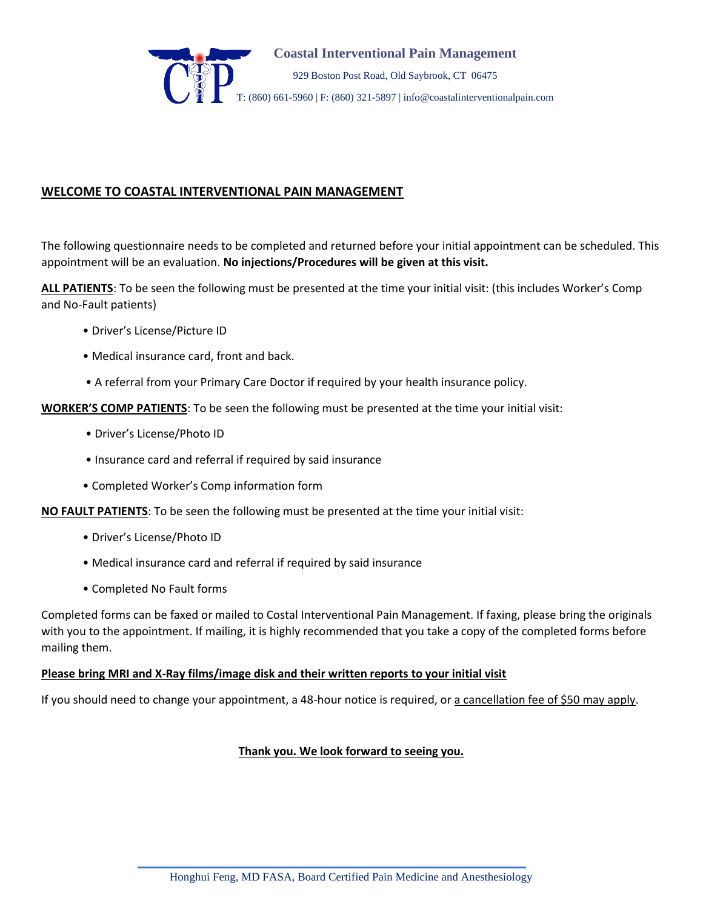**Coastal Interventional Pain Management**

929 Boston Post Road, Old Saybrook, CT 06475

T: (860) 661-5960 | F: (860) 321-5897 | info@coastalinterventionalpain.com

## WELCOME TO COASTAL INTERVENTIONAL PAIN MANAGEMENT

The following questionnaire needs to be completed and returned before your initial appointment can be scheduled. This appointment will be an evaluation. **No injections/Procedures will be given at this visit.**

**ALL PATIENTS**: To be seen the following must be presented at the time your initial visit: (this includes Worker's Comp and No-Fault patients)

- Driver's License/Picture ID
- Medical insurance card, front and back.
- A referral from your Primary Care Doctor if required by your health insurance policy.

**WORKER'S COMP PATIENTS**: To be seen the following must be presented at the time your initial visit:

- Driver's License/Photo ID
- Insurance card and referral if required by said insurance
- Completed Worker's Comp information form

**NO FAULT PATIENTS**: To be seen the following must be presented at the time your initial visit:

- Driver's License/Photo ID
- Medical insurance card and referral if required by said insurance
- Completed No Fault forms

Completed forms can be faxed or mailed to Costal Interventional Pain Management. If faxing, please bring the originals with you to the appointment. If mailing, it is highly recommended that you take a copy of the completed forms before mailing them.

**Please bring MRI and X-Ray films/image disk and their written reports to your initial visit**

If you should need to change your appointment, a 48-hour notice is required, or a cancellation fee of $50 may apply.

**Thank you. We look forward to seeing you.**

Honghui Feng, MD FASA, Board Certified Pain Medicine and Anesthesiology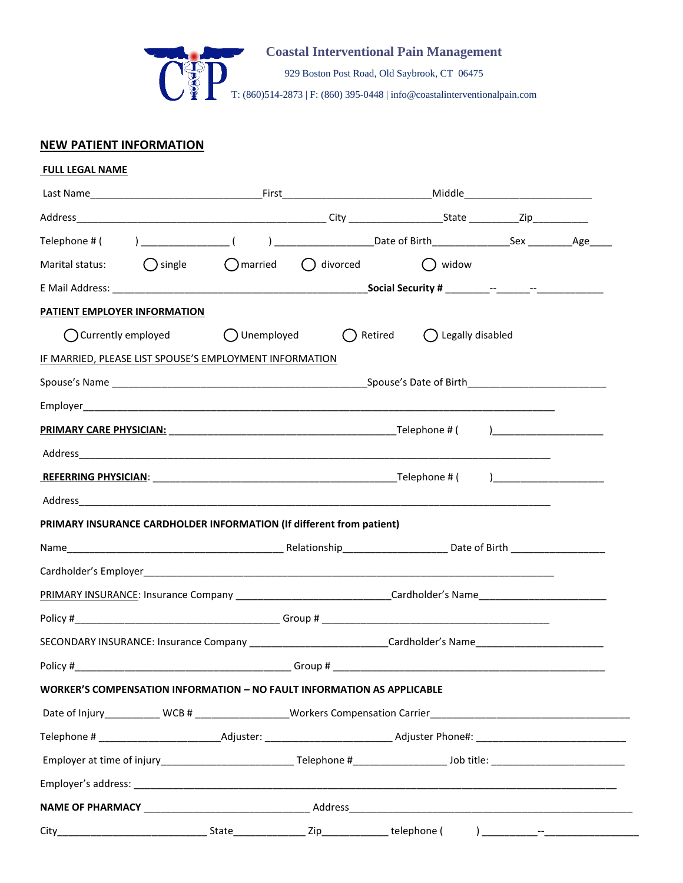**Coastal Interventional Pain Management**

929 Boston Post Road, Old Saybrook, CT 06475

T: (860)514-2873 | F: (860) 395-0448 | info@coastalinterventionalpain.com

## NEW PATIENT INFORMATION

**FULL LEGAL NAME**

Last Name______________________________First__________________________Middle_______________________

Address____________________________________________ City ________________State ________Zip_________

Telephone # ( ) _______________ ( ) _________________Date of Birth_____________Sex ________Age____

Marital status: ◯ single ◯ married ◯ divorced ◯ widow

E Mail Address: ____________________________________________**Social Security #** ________--______--___________

**PATIENT EMPLOYER INFORMATION**

◯ Currently employed ◯ Unemployed ◯ Retired ◯ Legally disabled

IF MARRIED, PLEASE LIST SPOUSE'S EMPLOYMENT INFORMATION

Spouse's Name _____________________________________________Spouse's Date of Birth________________________

Employer_________________________________________________________________________________

**PRIMARY CARE PHYSICIAN:** ________________________________________Telephone # ( )___________________

Address_________________________________________________________________________________

**REFERRING PHYSICIAN**: ___________________________________________Telephone # ( )___________________

Address_________________________________________________________________________________

**PRIMARY INSURANCE CARDHOLDER INFORMATION (If different from patient)**

Name______________________________________ Relationship__________________ Date of Birth ________________

Cardholder's Employer_______________________________________________________________________

PRIMARY INSURANCE: Insurance Company ___________________________Cardholder's Name______________________

Policy #____________________________________ Group # ________________________________________

SECONDARY INSURANCE: Insurance Company ________________________Cardholder's Name______________________

Policy #____________________________________ Group # ______________________________________________

**WORKER'S COMPENSATION INFORMATION – NO FAULT INFORMATION AS APPLICABLE**

Date of Injury_________ WCB # ________________Workers Compensation Carrier___________________________________

Telephone # _____________________Adjuster: ______________________ Adjuster Phone#: __________________________

Employer at time of injury______________________ Telephone #________________ Job title: _______________________

Employer's address: _________________________________________________________________________________

**NAME OF PHARMACY** ____________________________ Address______________________________________________

City__________________________ State_____________ Zip___________ telephone ( ) _________--________________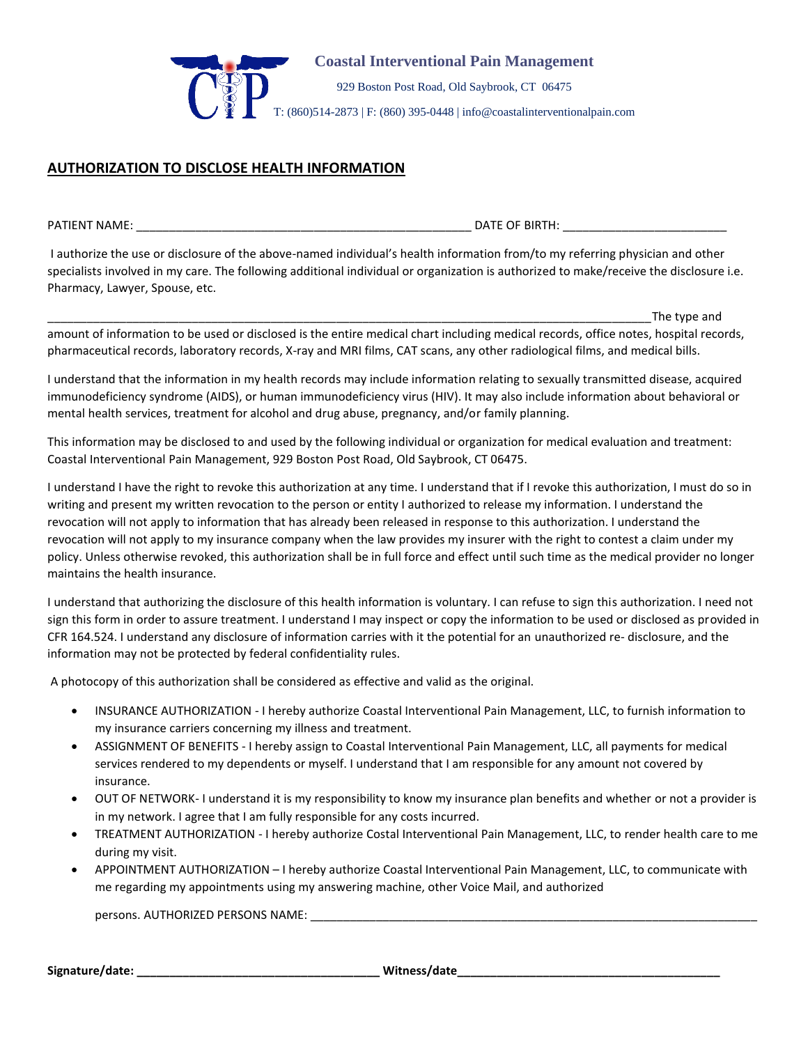**Coastal Interventional Pain Management**

929 Boston Post Road, Old Saybrook, CT 06475

T: (860)514-2873 | F: (860) 395-0448 | info@coastalinterventionalpain.com

## AUTHORIZATION TO DISCLOSE HEALTH INFORMATION

PATIENT NAME: ___________________________________________________ DATE OF BIRTH: ________________________

I authorize the use or disclosure of the above-named individual's health information from/to my referring physician and other specialists involved in my care. The following additional individual or organization is authorized to make/receive the disclosure i.e. Pharmacy, Lawyer, Spouse, etc.

___________________________________________________________________________________________The type and amount of information to be used or disclosed is the entire medical chart including medical records, office notes, hospital records, pharmaceutical records, laboratory records, X-ray and MRI films, CAT scans, any other radiological films, and medical bills.

I understand that the information in my health records may include information relating to sexually transmitted disease, acquired immunodeficiency syndrome (AIDS), or human immunodeficiency virus (HIV). It may also include information about behavioral or mental health services, treatment for alcohol and drug abuse, pregnancy, and/or family planning.

This information may be disclosed to and used by the following individual or organization for medical evaluation and treatment: Coastal Interventional Pain Management, 929 Boston Post Road, Old Saybrook, CT 06475.

I understand I have the right to revoke this authorization at any time. I understand that if I revoke this authorization, I must do so in writing and present my written revocation to the person or entity I authorized to release my information. I understand the revocation will not apply to information that has already been released in response to this authorization. I understand the revocation will not apply to my insurance company when the law provides my insurer with the right to contest a claim under my policy. Unless otherwise revoked, this authorization shall be in full force and effect until such time as the medical provider no longer maintains the health insurance.

I understand that authorizing the disclosure of this health information is voluntary. I can refuse to sign this authorization. I need not sign this form in order to assure treatment. I understand I may inspect or copy the information to be used or disclosed as provided in CFR 164.524. I understand any disclosure of information carries with it the potential for an unauthorized re- disclosure, and the information may not be protected by federal confidentiality rules.

A photocopy of this authorization shall be considered as effective and valid as the original.

- INSURANCE AUTHORIZATION - I hereby authorize Coastal Interventional Pain Management, LLC, to furnish information to my insurance carriers concerning my illness and treatment.
- ASSIGNMENT OF BENEFITS - I hereby assign to Coastal Interventional Pain Management, LLC, all payments for medical services rendered to my dependents or myself. I understand that I am responsible for any amount not covered by insurance.
- OUT OF NETWORK- I understand it is my responsibility to know my insurance plan benefits and whether or not a provider is in my network. I agree that I am fully responsible for any costs incurred.
- TREATMENT AUTHORIZATION - I hereby authorize Costal Interventional Pain Management, LLC, to render health care to me during my visit.
- APPOINTMENT AUTHORIZATION – I hereby authorize Coastal Interventional Pain Management, LLC, to communicate with me regarding my appointments using my answering machine, other Voice Mail, and authorized

  persons. AUTHORIZED PERSONS NAME: ______________________________________________________________________

**Signature/date: ____________________________________ Witness/date_______________________________________**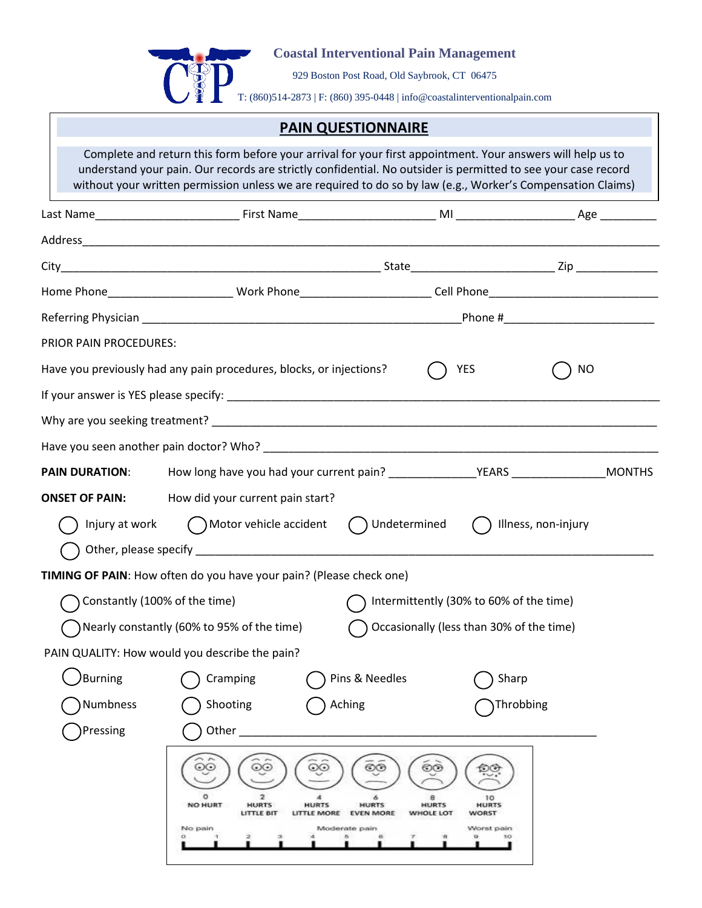**Coastal Interventional Pain Management**

929 Boston Post Road, Old Saybrook, CT 06475

T: (860)514-2873 | F: (860) 395-0448 | info@coastalinterventionalpain.com

## PAIN QUESTIONNAIRE

Complete and return this form before your arrival for your first appointment. Your answers will help us to understand your pain. Our records are strictly confidential. No outsider is permitted to see your case record without your written permission unless we are required to do so by law (e.g., Worker's Compensation Claims)

Last Name______________________ First Name_____________________ MI ___________________ Age _________

Address_________________________________________________________________________________

City__________________________________________________ State______________________ Zip _____________

Home Phone___________________ Work Phone____________________ Cell Phone__________________________

Referring Physician ________________________________________________Phone #_______________________

PRIOR PAIN PROCEDURES:

Have you previously had any pain procedures, blocks, or injections? ◯ YES ◯ NO

If your answer is YES please specify: ___________________________________________________________________

Why are you seeking treatment? _______________________________________________________________________

Have you seen another pain doctor? Who? _______________________________________________________________

**PAIN DURATION**: How long have you had your current pain? _____________YEARS ______________MONTHS

**ONSET OF PAIN:** How did your current pain start?

◯ Injury at work ◯ Motor vehicle accident ◯ Undetermined ◯ Illness, non-injury

◯ Other, please specify ___________________________________________________________________________

**TIMING OF PAIN**: How often do you have your pain? (Please check one)

◯ Constantly (100% of the time) ◯ Intermittently (30% to 60% of the time)

◯ Nearly constantly (60% to 95% of the time) ◯ Occasionally (less than 30% of the time)

PAIN QUALITY: How would you describe the pain?

◯ Burning ◯ Cramping ◯ Pins & Needles ◯ Sharp

◯ Numbness ◯ Shooting ◯ Aching ◯ Throbbing

◯ Pressing ◯ Other ______________________________________________________

| 0 | 2 | 4 | 6 | 8 | 10 |
|---|---|---|---|---|---|
| NO HURT | HURTS LITTLE BIT | HURTS LITTLE MORE | HURTS EVEN MORE | HURTS WHOLE LOT | HURTS WORST |

No pain — Moderate pain — Worst pain

0 1 2 3 4 5 6 7 8 9 10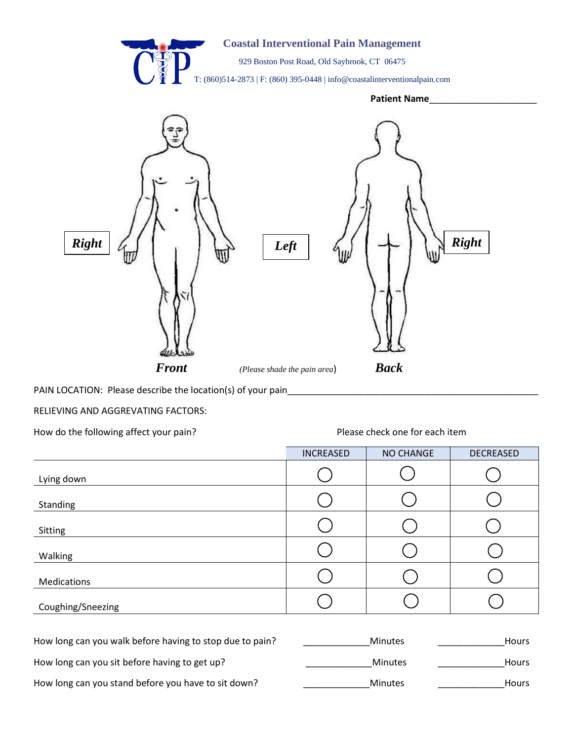**Coastal Interventional Pain Management**

929 Boston Post Road, Old Saybrook, CT 06475

T: (860)514-2873 | F: (860) 395-0448 | info@coastalinterventionalpain.com

**Patient Name**_____________________

***Right*** ***Left*** ***Right***

***Front*** *(Please shade the pain area)* ***Back***

PAIN LOCATION: Please describe the location(s) of your pain_______________________________________________

RELIEVING AND AGGRAVATING FACTORS:

How do the following affect your pain? Please check one for each item

| | INCREASED | NO CHANGE | DECREASED |
|---|---|---|---|
| Lying down | ◯ | ◯ | ◯ |
| Standing | ◯ | ◯ | ◯ |
| Sitting | ◯ | ◯ | ◯ |
| Walking | ◯ | ◯ | ◯ |
| Medications | ◯ | ◯ | ◯ |
| Coughing/Sneezing | ◯ | ◯ | ◯ |

How long can you walk before having to stop due to pain? _____________Minutes _____________Hours

How long can you sit before having to get up? _____________Minutes _____________Hours

How long can you stand before you have to sit down? _____________Minutes _____________Hours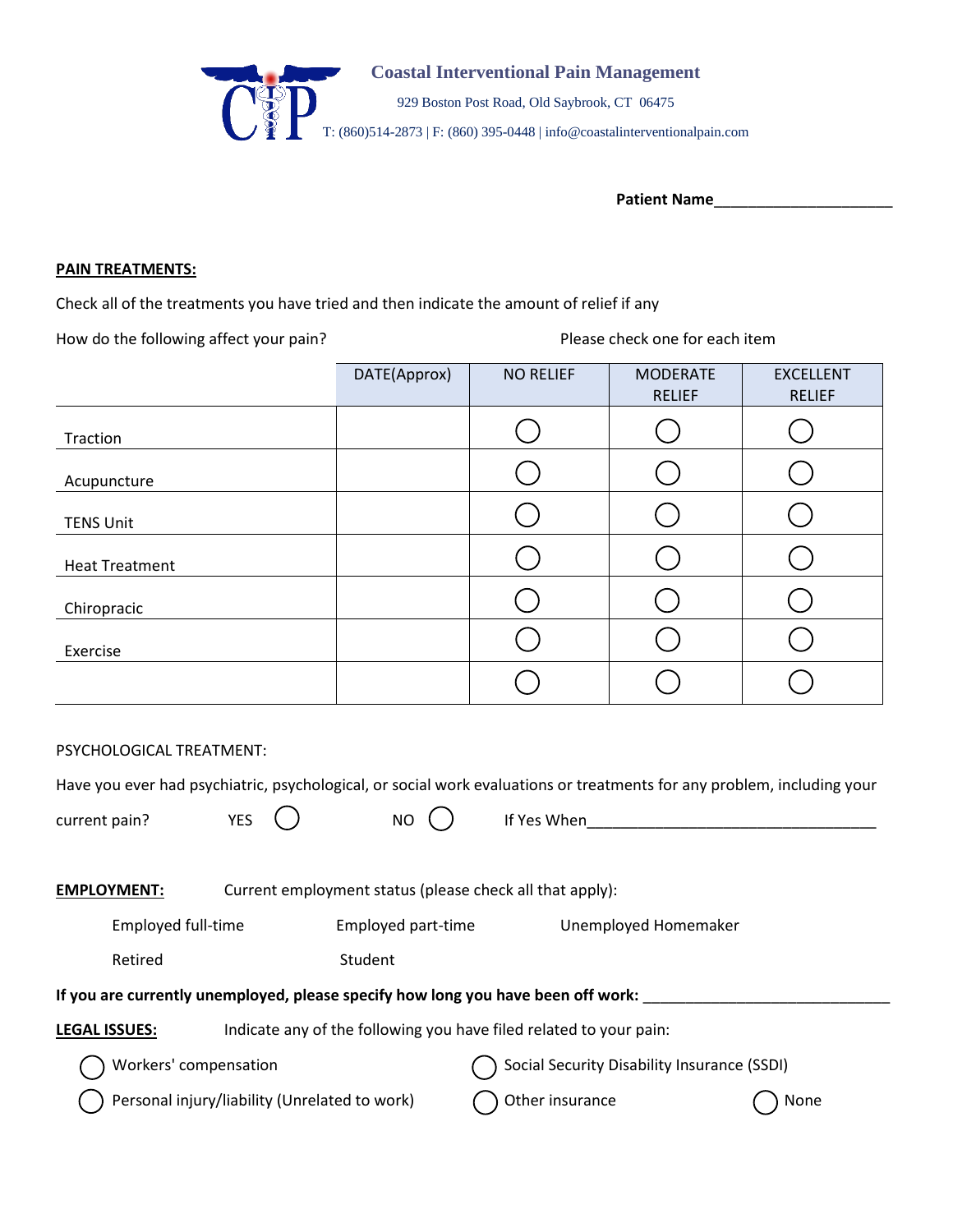**Coastal Interventional Pain Management**

929 Boston Post Road, Old Saybrook, CT 06475

T: (860)514-2873 | F: (860) 395-0448 | info@coastalinterventionalpain.com

**Patient Name**______________________

**PAIN TREATMENTS:**

Check all of the treatments you have tried and then indicate the amount of relief if any

How do the following affect your pain? Please check one for each item

| | DATE(Approx) | NO RELIEF | MODERATE RELIEF | EXCELLENT RELIEF |
|---|---|---|---|---|
| Traction | | ◯ | ◯ | ◯ |
| Acupuncture | | ◯ | ◯ | ◯ |
| TENS Unit | | ◯ | ◯ | ◯ |
| Heat Treatment | | ◯ | ◯ | ◯ |
| Chiropractic | | ◯ | ◯ | ◯ |
| Exercise | | ◯ | ◯ | ◯ |
| | | ◯ | ◯ | ◯ |

PSYCHOLOGICAL TREATMENT:

Have you ever had psychiatric, psychological, or social work evaluations or treatments for any problem, including your current pain? YES ◯ NO ◯ If Yes When___________________________________

**EMPLOYMENT:** Current employment status (please check all that apply):

Employed full-time Employed part-time Unemployed Homemaker

Retired Student

**If you are currently unemployed, please specify how long you have been off work:** ______________________________

**LEGAL ISSUES:** Indicate any of the following you have filed related to your pain:

◯ Workers' compensation ◯ Social Security Disability Insurance (SSDI)

◯ Personal injury/liability (Unrelated to work) ◯ Other insurance ◯ None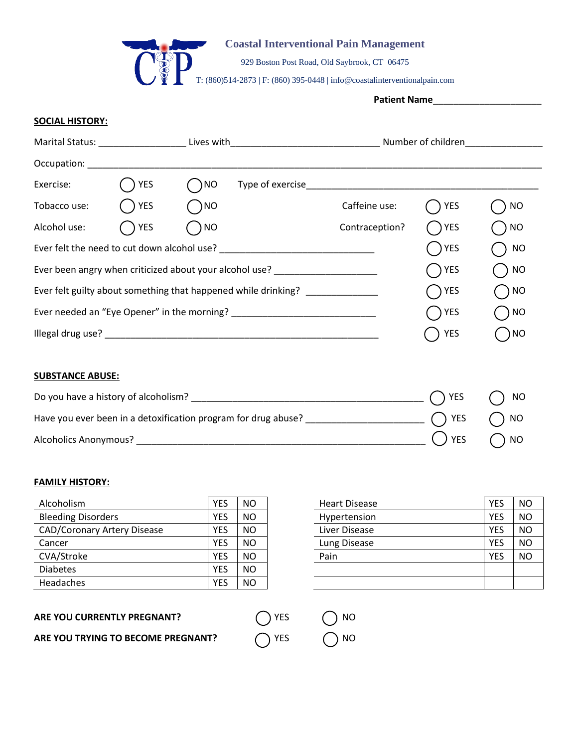**Coastal Interventional Pain Management**

929 Boston Post Road, Old Saybrook, CT 06475

T: (860)514-2873 | F: (860) 395-0448 | info@coastalinterventionalpain.com

**Patient Name**_____________________

**SOCIAL HISTORY:**

Marital Status: ________________ Lives with____________________________ Number of children______________

Occupation: ______________________________________________________________________________________

Exercise: ◯ YES ◯ NO Type of exercise___________________________________________

Tobacco use: ◯ YES ◯ NO Caffeine use: ◯ YES ◯ NO

Alcohol use: ◯ YES ◯ NO Contraception? ◯ YES ◯ NO

Ever felt the need to cut down alcohol use? _____________________________ ◯ YES ◯ NO

Ever been angry when criticized about your alcohol use? ___________________ ◯ YES ◯ NO

Ever felt guilty about something that happened while drinking? _____________ ◯ YES ◯ NO

Ever needed an "Eye Opener" in the morning? ___________________________ ◯ YES ◯ NO

Illegal drug use? ____________________________________________________ ◯ YES ◯ NO

**SUBSTANCE ABUSE:**

Do you have a history of alcoholism? ___________________________________________ ◯ YES ◯ NO

Have you ever been in a detoxification program for drug abuse? ______________________ ◯ YES ◯ NO

Alcoholics Anonymous? _____________________________________________________ ◯ YES ◯ NO

**FAMILY HISTORY:**

| | | |
|---|---|---|
| Alcoholism | YES | NO |
| Bleeding Disorders | YES | NO |
| CAD/Coronary Artery Disease | YES | NO |
| Cancer | YES | NO |
| CVA/Stroke | YES | NO |
| Diabetes | YES | NO |
| Headaches | YES | NO |

| | | |
|---|---|---|
| Heart Disease | YES | NO |
| Hypertension | YES | NO |
| Liver Disease | YES | NO |
| Lung Disease | YES | NO |
| Pain | YES | NO |
| | | |
| | | |

**ARE YOU CURRENTLY PREGNANT?** ◯ YES ◯ NO

**ARE YOU TRYING TO BECOME PREGNANT?** ◯ YES ◯ NO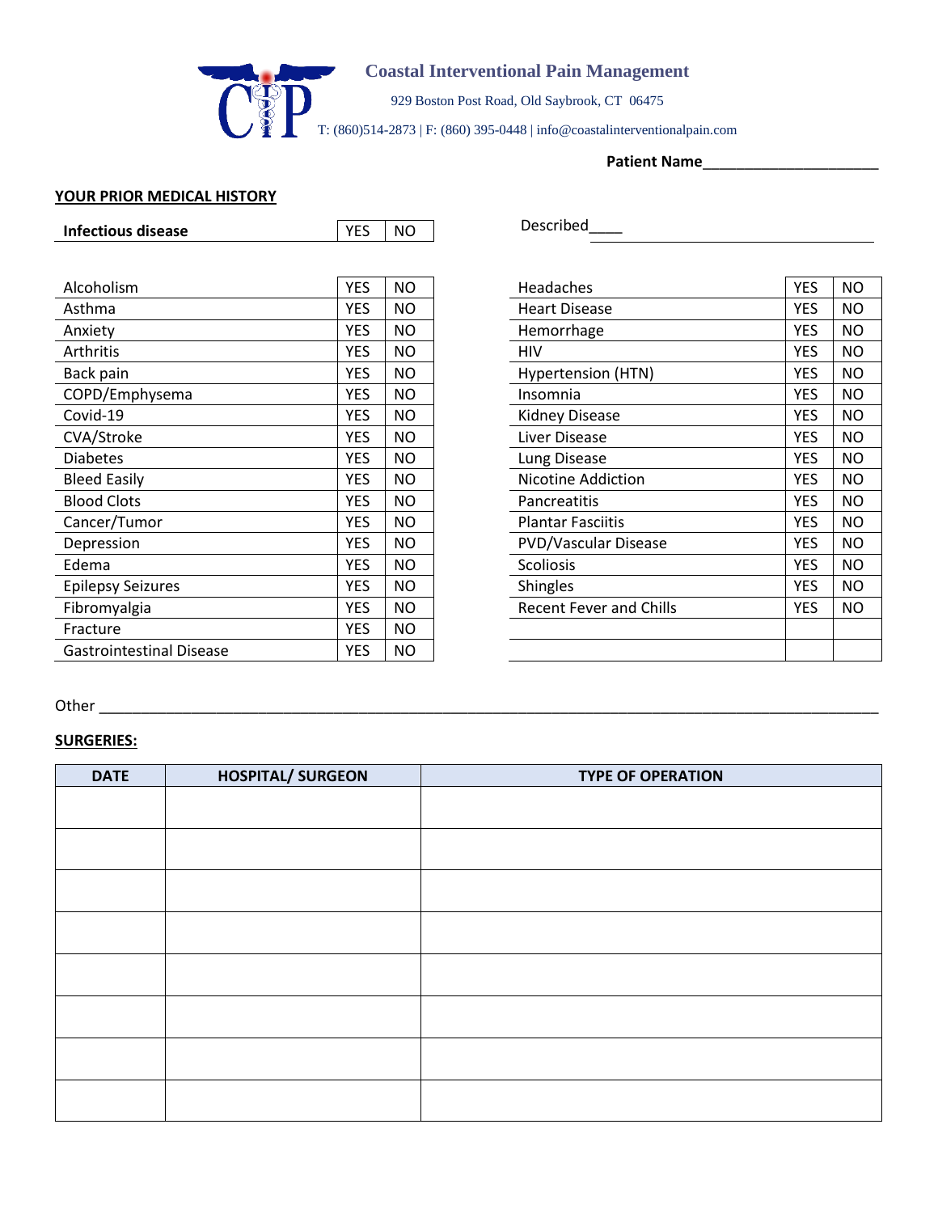**Coastal Interventional Pain Management**

929 Boston Post Road, Old Saybrook, CT 06475

T: (860)514-2873 | F: (860) 395-0448 | info@coastalinterventionalpain.com

**Patient Name**______________________

## YOUR PRIOR MEDICAL HISTORY

| **Infectious disease** | YES | NO |
|---|---|---|

Described____________________________________________

| Condition | | | Condition | | |
|---|---|---|---|---|---|
| Alcoholism | YES | NO | Headaches | YES | NO |
| Asthma | YES | NO | Heart Disease | YES | NO |
| Anxiety | YES | NO | Hemorrhage | YES | NO |
| Arthritis | YES | NO | HIV | YES | NO |
| Back pain | YES | NO | Hypertension (HTN) | YES | NO |
| COPD/Emphysema | YES | NO | Insomnia | YES | NO |
| Covid-19 | YES | NO | Kidney Disease | YES | NO |
| CVA/Stroke | YES | NO | Liver Disease | YES | NO |
| Diabetes | YES | NO | Lung Disease | YES | NO |
| Bleed Easily | YES | NO | Nicotine Addiction | YES | NO |
| Blood Clots | YES | NO | Pancreatitis | YES | NO |
| Cancer/Tumor | YES | NO | Plantar Fasciitis | YES | NO |
| Depression | YES | NO | PVD/Vascular Disease | YES | NO |
| Edema | YES | NO | Scoliosis | YES | NO |
| Epilepsy Seizures | YES | NO | Shingles | YES | NO |
| Fibromyalgia | YES | NO | Recent Fever and Chills | YES | NO |
| Fracture | YES | NO | | | |
| Gastrointestinal Disease | YES | NO | | | |

Other ____________________________________________________________________________________________

## SURGERIES:

| DATE | HOSPITAL/ SURGEON | TYPE OF OPERATION |
|---|---|---|
| | | |
| | | |
| | | |
| | | |
| | | |
| | | |
| | | |
| | | |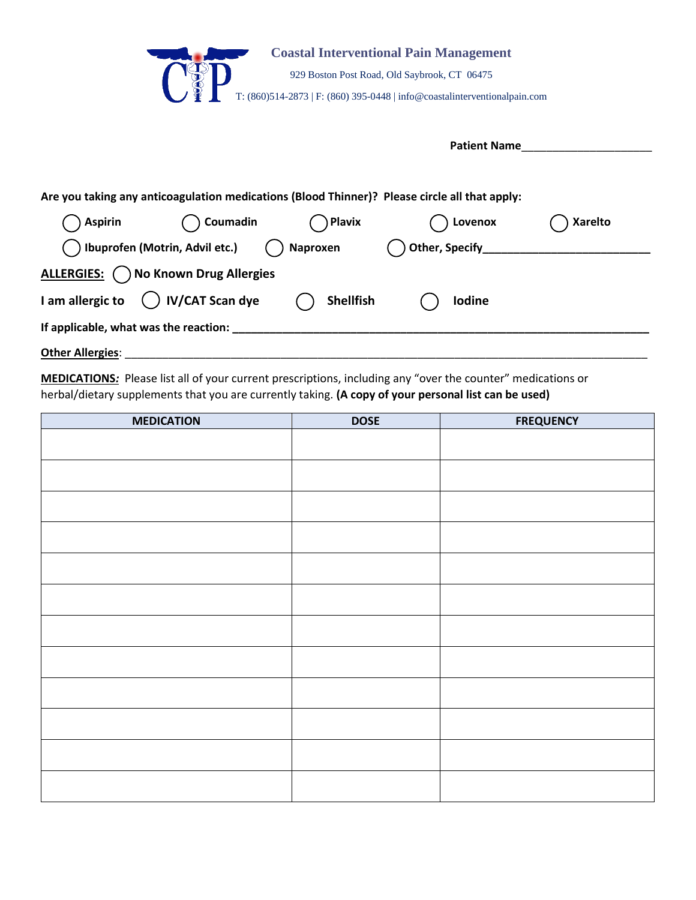**Coastal Interventional Pain Management**

929 Boston Post Road, Old Saybrook, CT 06475

T: (860)514-2873 | F: (860) 395-0448 | info@coastalinterventionalpain.com

**Patient Name**_____________________

**Are you taking any anticoagulation medications (Blood Thinner)? Please circle all that apply:**

◯ **Aspirin** ◯ **Coumadin** ◯ **Plavix** ◯ **Lovenox** ◯ **Xarelto**

◯ **Ibuprofen (Motrin, Advil etc.)** ◯ **Naproxen** ◯ **Other, Specify**__________________________

**ALLERGIES:** ◯ **No Known Drug Allergies**

**I am allergic to** ◯ **IV/CAT Scan dye** ◯ **Shellfish** ◯ **Iodine**

**If applicable, what was the reaction:** ____________________________________________________________________

**Other Allergies**: ________________________________________________________________________________

**MEDICATIONS:** Please list all of your current prescriptions, including any "over the counter" medications or herbal/dietary supplements that you are currently taking. **(A copy of your personal list can be used)**

| MEDICATION | DOSE | FREQUENCY |
|---|---|---|
| | | |
| | | |
| | | |
| | | |
| | | |
| | | |
| | | |
| | | |
| | | |
| | | |
| | | |
| | | |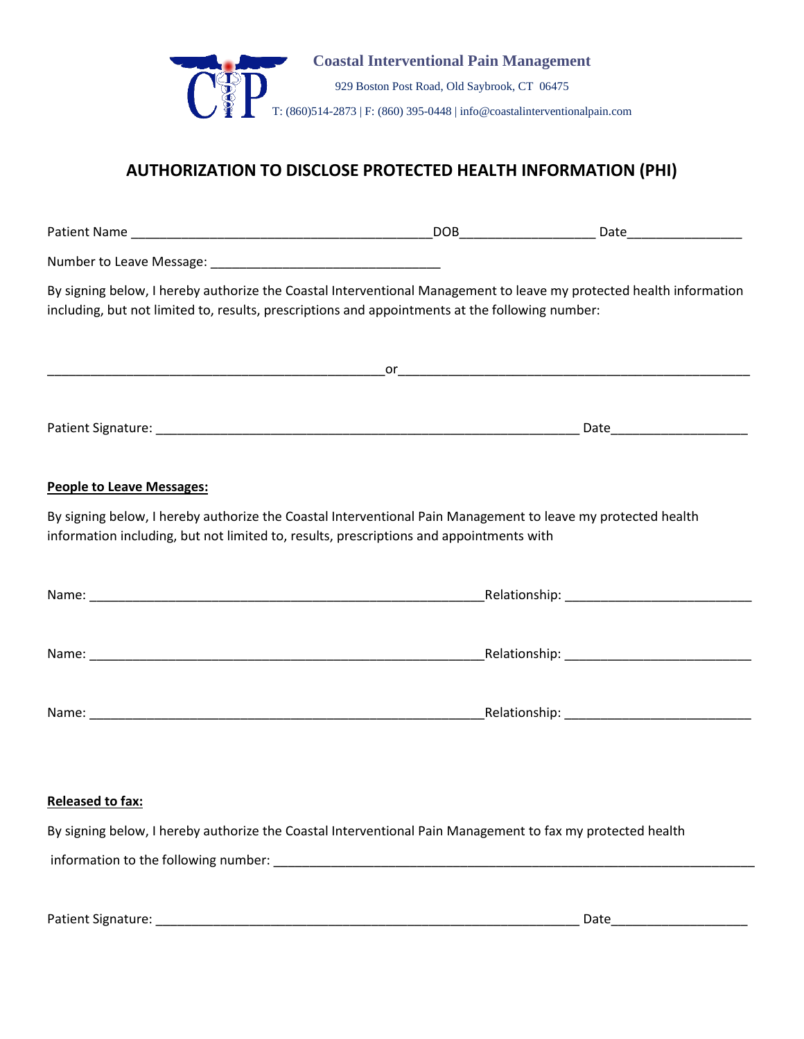**Coastal Interventional Pain Management**

929 Boston Post Road, Old Saybrook, CT 06475

T: (860)514-2873 | F: (860) 395-0448 | info@coastalinterventionalpain.com

# AUTHORIZATION TO DISCLOSE PROTECTED HEALTH INFORMATION (PHI)

Patient Name ________________________________________DOB__________________ Date________________

Number to Leave Message: _______________________________

By signing below, I hereby authorize the Coastal Interventional Management to leave my protected health information including, but not limited to, results, prescriptions and appointments at the following number:

_____________________________________________or______________________________________________

Patient Signature: __________________________________________________________ Date___________________

**<u>People to Leave Messages:</u>**

By signing below, I hereby authorize the Coastal Interventional Pain Management to leave my protected health information including, but not limited to, results, prescriptions and appointments with

Name: ____________________________________________________Relationship: _________________________

Name: ____________________________________________________Relationship: _________________________

Name: ____________________________________________________Relationship: _________________________

**<u>Released to fax:</u>**

By signing below, I hereby authorize the Coastal Interventional Pain Management to fax my protected health information to the following number: _________________________________________________________________

Patient Signature: __________________________________________________________ Date___________________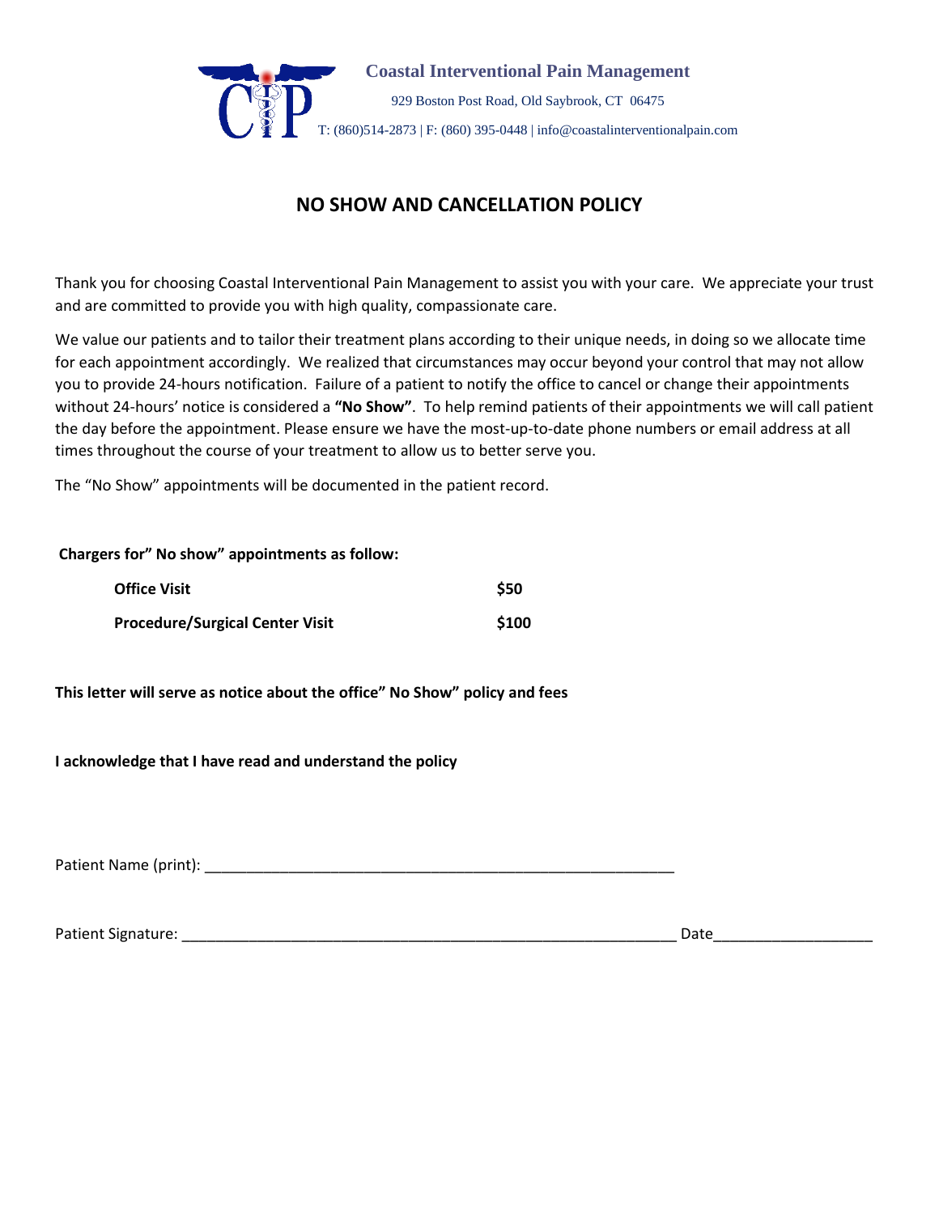**Coastal Interventional Pain Management**

929 Boston Post Road, Old Saybrook, CT 06475

T: (860)514-2873 | F: (860) 395-0448 | info@coastalinterventionalpain.com

# NO SHOW AND CANCELLATION POLICY

Thank you for choosing Coastal Interventional Pain Management to assist you with your care. We appreciate your trust and are committed to provide you with high quality, compassionate care.

We value our patients and to tailor their treatment plans according to their unique needs, in doing so we allocate time for each appointment accordingly. We realized that circumstances may occur beyond your control that may not allow you to provide 24-hours notification. Failure of a patient to notify the office to cancel or change their appointments without 24-hours' notice is considered a **"No Show"**. To help remind patients of their appointments we will call patient the day before the appointment. Please ensure we have the most-up-to-date phone numbers or email address at all times throughout the course of your treatment to allow us to better serve you.

The "No Show" appointments will be documented in the patient record.

**Chargers for" No show" appointments as follow:**

| | |
|---|---|
| **Office Visit** | **$50** |
| **Procedure/Surgical Center Visit** | **$100** |

**This letter will serve as notice about the office" No Show" policy and fees**

**I acknowledge that I have read and understand the policy**

Patient Name (print): ____________________________________________________________

Patient Signature: ________________________________________________________________ Date____________________